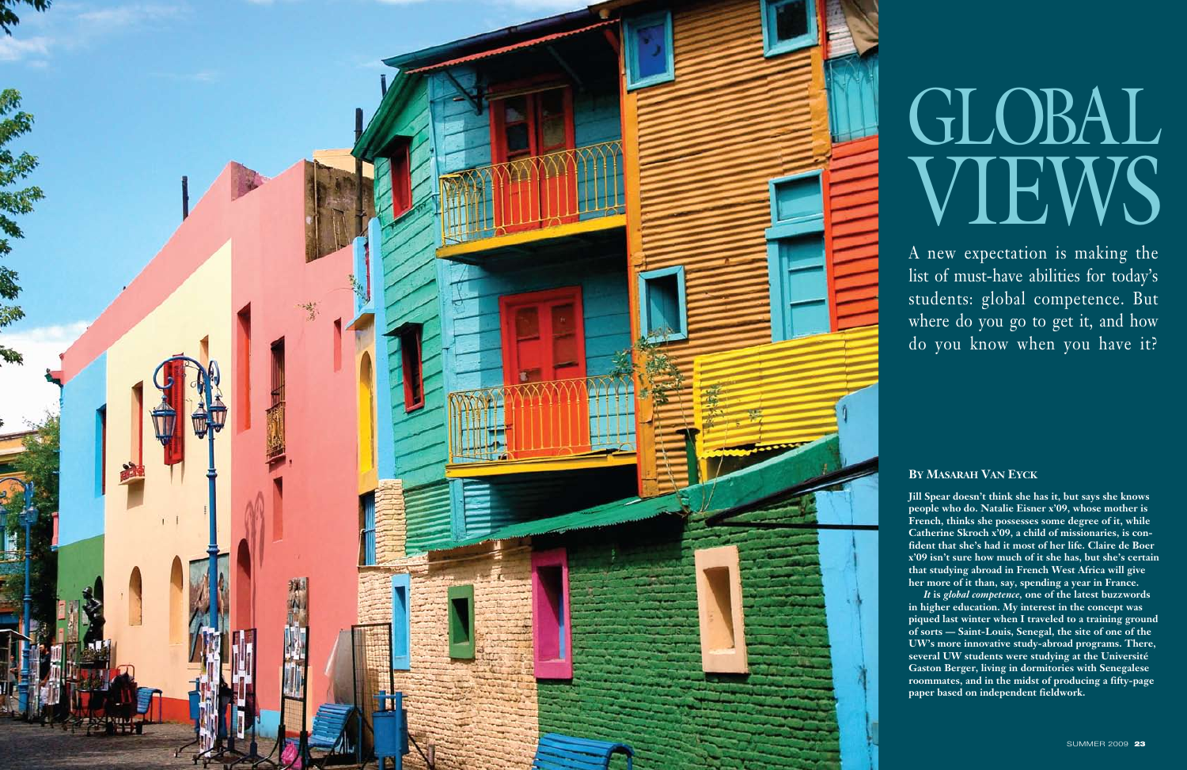# GLOBAL VIEWS

A new expectation is making the list of must-have abilities for today's students: global competence. But where do you go to get it, and how do you know when you have it?

**By Masarah Van Eyck**

**Jill Spear doesn't think she has it, but says she knows people who do. Natalie Eisner x'09, whose mother is French, thinks she possesses some degree of it, while Catherine Skroch x'09, a child of missionaries, is confident that she's had it most of her life. Claire de Boer x'09 isn't sure how much of it she has, but she's certain that studying abroad in French West Africa will give her more of it than, say, spending a year in France.**

***It* is *global competence*, one of the latest buzzwords in higher education. My interest in the concept was piqued last winter when I traveled to a training ground of sorts — Saint-Louis, Senegal, the site of one of the UW's more innovative study-abroad programs. There, several UW students were studying at the Université Gaston Berger, living in dormitories with Senegalese roommates, and in the midst of producing a fifty-page paper based on independent fieldwork.**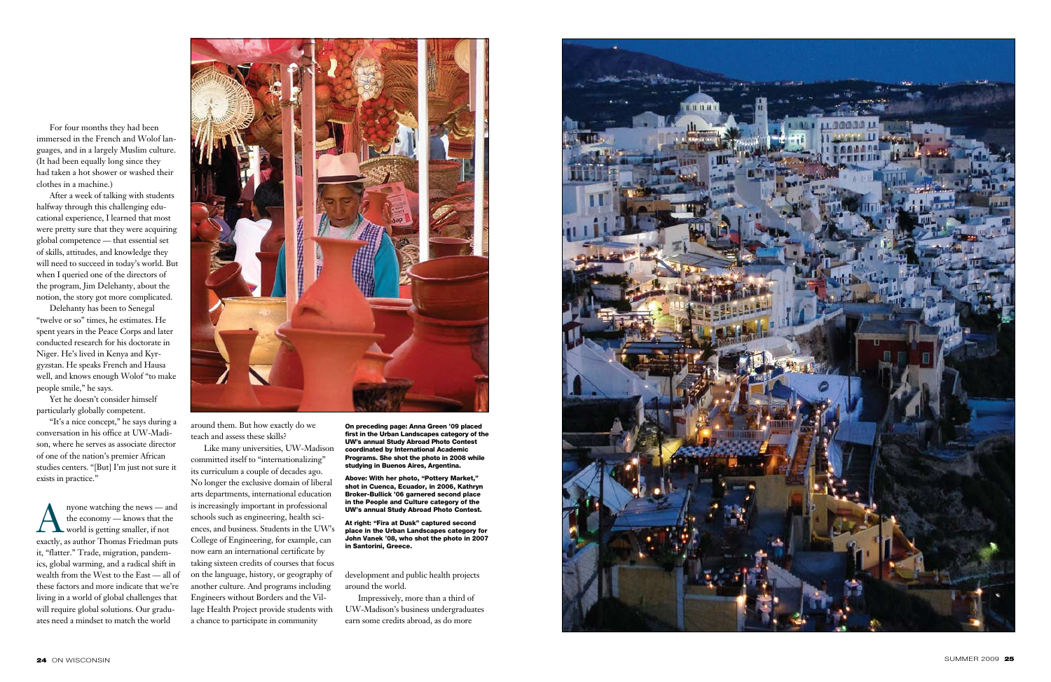For four months they had been immersed in the French and Wolof languages, and in a largely Muslim culture. (It had been equally long since they had taken a hot shower or washed their clothes in a machine.)

After a week of talking with students halfway through this challenging educational experience, I learned that most were pretty sure that they were acquiring global competence — that essential set of skills, attitudes, and knowledge they will need to succeed in today's world. But when I queried one of the directors of the program, Jim Delehanty, about the notion, the story got more complicated.

Delehanty has been to Senegal "twelve or so" times, he estimates. He spent years in the Peace Corps and later conducted research for his doctorate in Niger. He's lived in Kenya and Kyrgyzstan. He speaks French and Hausa well, and knows enough Wolof "to make people smile," he says.

Yet he doesn't consider himself particularly globally competent.

"It's a nice concept," he says during a conversation in his office at UW-Madison, where he serves as associate director of one of the nation's premier African studies centers. "[But] I'm just not sure it exists in practice."

Anyone watching the news — and the economy — knows that the world is getting smaller, if not exactly, as author Thomas Friedman puts it, "flatter." Trade, migration, pandemics, global warming, and a radical shift in wealth from the West to the East — all of these factors and more indicate that we're living in a world of global challenges that will require global solutions. Our graduates need a mindset to match the world around them. But how exactly do we teach and assess these skills?

Like many universities, UW-Madison committed itself to "internationalizing" its curriculum a couple of decades ago. No longer the exclusive domain of liberal arts departments, international education is increasingly important in professional schools such as engineering, health sciences, and business. Students in the UW's College of Engineering, for example, can now earn an international certificate by taking sixteen credits of courses that focus on the language, history, or geography of another culture. And programs including Engineers without Borders and the Village Health Project provide students with a chance to participate in community development and public health projects around the world.

Impressively, more than a third of UW-Madison's business undergraduates earn some credits abroad, as do more

**On preceding page: Anna Green '09 placed first in the Urban Landscapes category of the UW's annual Study Abroad Photo Contest coordinated by International Academic Programs. She shot the photo in 2008 while studying in Buenos Aires, Argentina.**

**Above: With her photo, "Pottery Market," shot in Cuenca, Ecuador, in 2006, Kathryn Broker-Bullick '06 garnered second place in the People and Culture category of the UW's annual Study Abroad Photo Contest.**

**At right: "Fira at Dusk" captured second place in the Urban Landscapes category for John Vanek '08, who shot the photo in 2007 in Santorini, Greece.**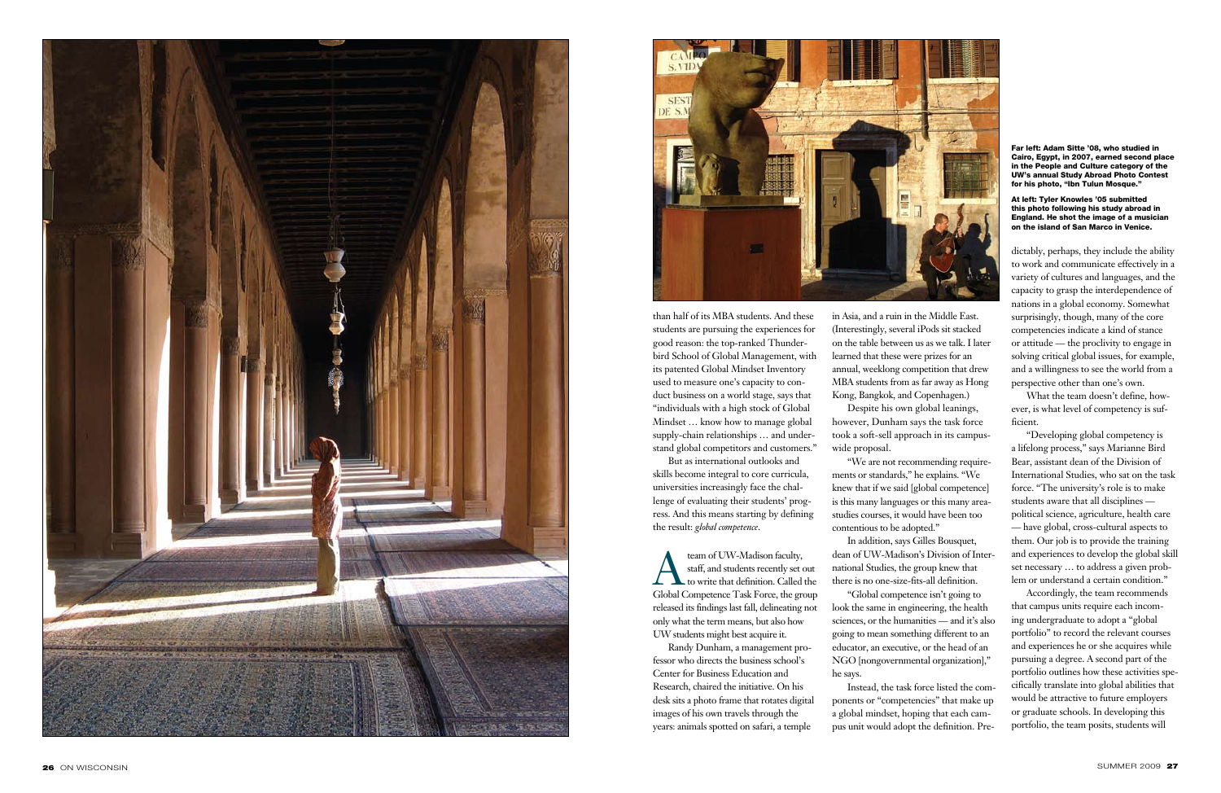Far left: Adam Sitte '08, who studied in Cairo, Egypt, in 2007, earned second place in the People and Culture category of the UW's annual Study Abroad Photo Contest for his photo, "Ibn Tulun Mosque."

At left: Tyler Knowles '05 submitted this photo following his study abroad in England. He shot the image of a musician on the island of San Marco in Venice.

than half of its MBA students. And these students are pursuing the experiences for good reason: the top-ranked Thunderbird School of Global Management, with its patented Global Mindset Inventory used to measure one's capacity to conduct business on a world stage, says that "individuals with a high stock of Global Mindset … know how to manage global supply-chain relationships … and understand global competitors and customers."

But as international outlooks and skills become integral to core curricula, universities increasingly face the challenge of evaluating their students' progress. And this means starting by defining the result: *global competence*.

A team of UW-Madison faculty, staff, and students recently set out to write that definition. Called the Global Competence Task Force, the group released its findings last fall, delineating not only what the term means, but also how UW students might best acquire it.

Randy Dunham, a management professor who directs the business school's Center for Business Education and Research, chaired the initiative. On his desk sits a photo frame that rotates digital images of his own travels through the years: animals spotted on safari, a temple in Asia, and a ruin in the Middle East. (Interestingly, several iPods sit stacked on the table between us as we talk. I later learned that these were prizes for an annual, weeklong competition that drew MBA students from as far away as Hong Kong, Bangkok, and Copenhagen.)

Despite his own global leanings, however, Dunham says the task force took a soft-sell approach in its campus-wide proposal.

"We are not recommending requirements or standards," he explains. "We knew that if we said [global competence] is this many languages or this many area-studies courses, it would have been too contentious to be adopted."

In addition, says Gilles Bousquet, dean of UW-Madison's Division of International Studies, the group knew that there is no one-size-fits-all definition.

"Global competence isn't going to look the same in engineering, the health sciences, or the humanities — and it's also going to mean something different to an educator, an executive, or the head of an NGO [nongovernmental organization]," he says.

Instead, the task force listed the components or "competencies" that make up a global mindset, hoping that each campus unit would adopt the definition. Predictably, perhaps, they include the ability to work and communicate effectively in a variety of cultures and languages, and the capacity to grasp the interdependence of nations in a global economy. Somewhat surprisingly, though, many of the core competencies indicate a kind of stance or attitude — the proclivity to engage in solving critical global issues, for example, and a willingness to see the world from a perspective other than one's own.

What the team doesn't define, however, is what level of competency is sufficient.

"Developing global competency is a lifelong process," says Marianne Bird Bear, assistant dean of the Division of International Studies, who sat on the task force. "The university's role is to make students aware that all disciplines — political science, agriculture, health care — have global, cross-cultural aspects to them. Our job is to provide the training and experiences to develop the global skill set necessary … to address a given problem or understand a certain condition."

Accordingly, the team recommends that campus units require each incoming undergraduate to adopt a "global portfolio" to record the relevant courses and experiences he or she acquires while pursuing a degree. A second part of the portfolio outlines how these activities specifically translate into global abilities that would be attractive to future employers or graduate schools. In developing this portfolio, the team posits, students will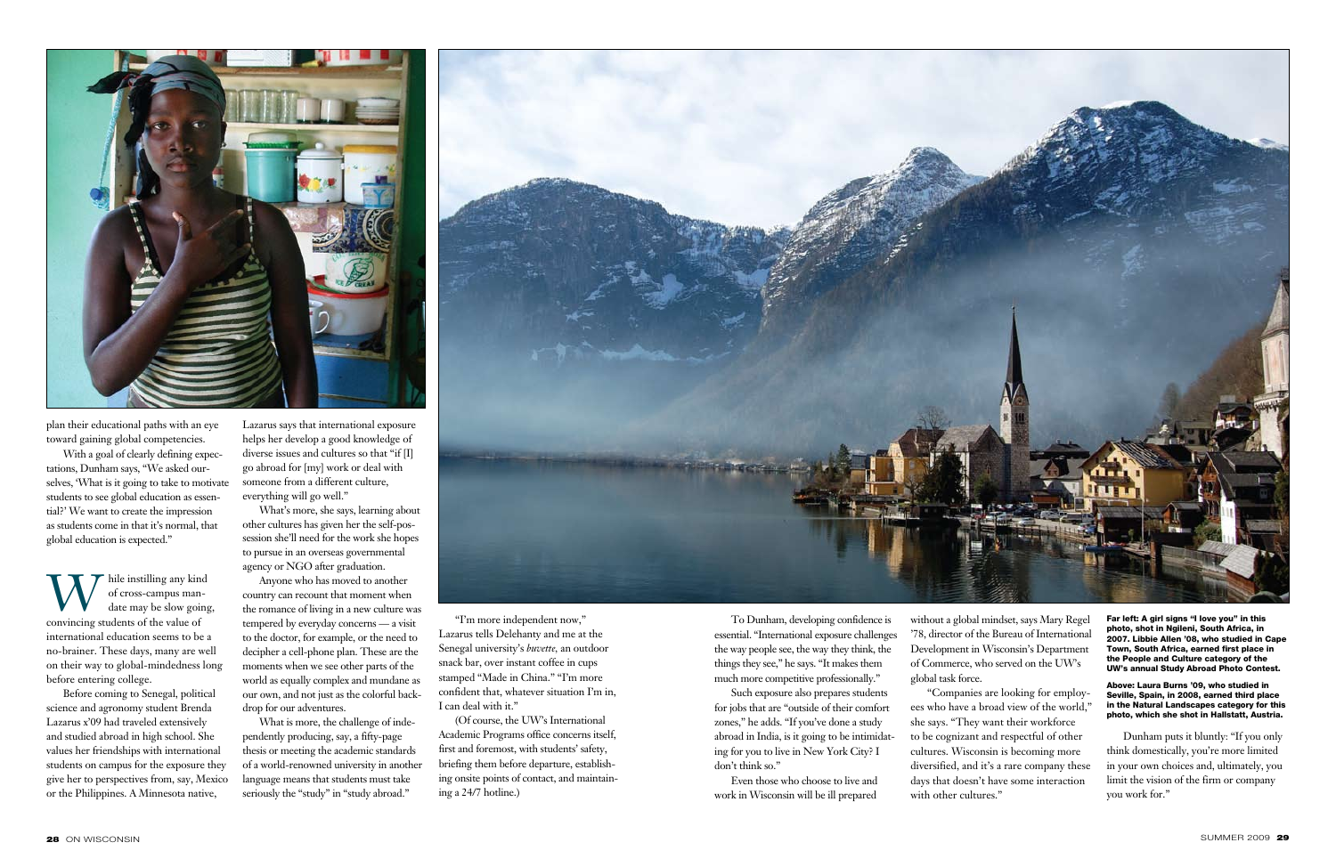plan their educational paths with an eye toward gaining global competencies.

With a goal of clearly defining expectations, Dunham says, "We asked ourselves, 'What is it going to take to motivate students to see global education as essential?' We want to create the impression as students come in that it's normal, that global education is expected."

While instilling any kind of cross-campus mandate may be slow going, convincing students of the value of international education seems to be a no-brainer. These days, many are well on their way to global-mindedness long before entering college.

Before coming to Senegal, political science and agronomy student Brenda Lazarus x'09 had traveled extensively and studied abroad in high school. She values her friendships with international students on campus for the exposure they give her to perspectives from, say, Mexico or the Philippines. A Minnesota native, Lazarus says that international exposure helps her develop a good knowledge of diverse issues and cultures so that "if [I] go abroad for [my] work or deal with someone from a different culture, everything will go well."

What's more, she says, learning about other cultures has given her the self-possession she'll need for the work she hopes to pursue in an overseas governmental agency or NGO after graduation.

Anyone who has moved to another country can recount that moment when the romance of living in a new culture was tempered by everyday concerns — a visit to the doctor, for example, or the need to decipher a cell-phone plan. These are the moments when we see other parts of the world as equally complex and mundane as our own, and not just as the colorful backdrop for our adventures.

What is more, the challenge of independently producing, say, a fifty-page thesis or meeting the academic standards of a world-renowned university in another language means that students must take seriously the "study" in "study abroad."

"I'm more independent now," Lazarus tells Delehanty and me at the Senegal university's *buvette,* an outdoor snack bar, over instant coffee in cups stamped "Made in China." "I'm more confident that, whatever situation I'm in, I can deal with it."

(Of course, the UW's International Academic Programs office concerns itself, first and foremost, with students' safety, briefing them before departure, establishing onsite points of contact, and maintaining a 24/7 hotline.)

To Dunham, developing confidence is essential. "International exposure challenges the way people see, the way they think, the things they see," he says. "It makes them much more competitive professionally."

Such exposure also prepares students for jobs that are "outside of their comfort zones," he adds. "If you've done a study abroad in India, is it going to be intimidating for you to live in New York City? I don't think so."

Even those who choose to live and work in Wisconsin will be ill prepared without a global mindset, says Mary Regel '78, director of the Bureau of International Development in Wisconsin's Department of Commerce, who served on the UW's global task force.

"Companies are looking for employees who have a broad view of the world," she says. "They want their workforce to be cognizant and respectful of other cultures. Wisconsin is becoming more diversified, and it's a rare company these days that doesn't have some interaction with other cultures."

Dunham puts it bluntly: "If you only think domestically, you're more limited in your own choices and, ultimately, you limit the vision of the firm or company you work for."

**Far left: A girl signs "I love you" in this photo, shot in Ngileni, South Africa, in 2007. Libbie Allen '08, who studied in Cape Town, South Africa, earned first place in the People and Culture category of the UW's annual Study Abroad Photo Contest.**

**Above: Laura Burns '09, who studied in Seville, Spain, in 2008, earned third place in the Natural Landscapes category for this photo, which she shot in Hallstatt, Austria.**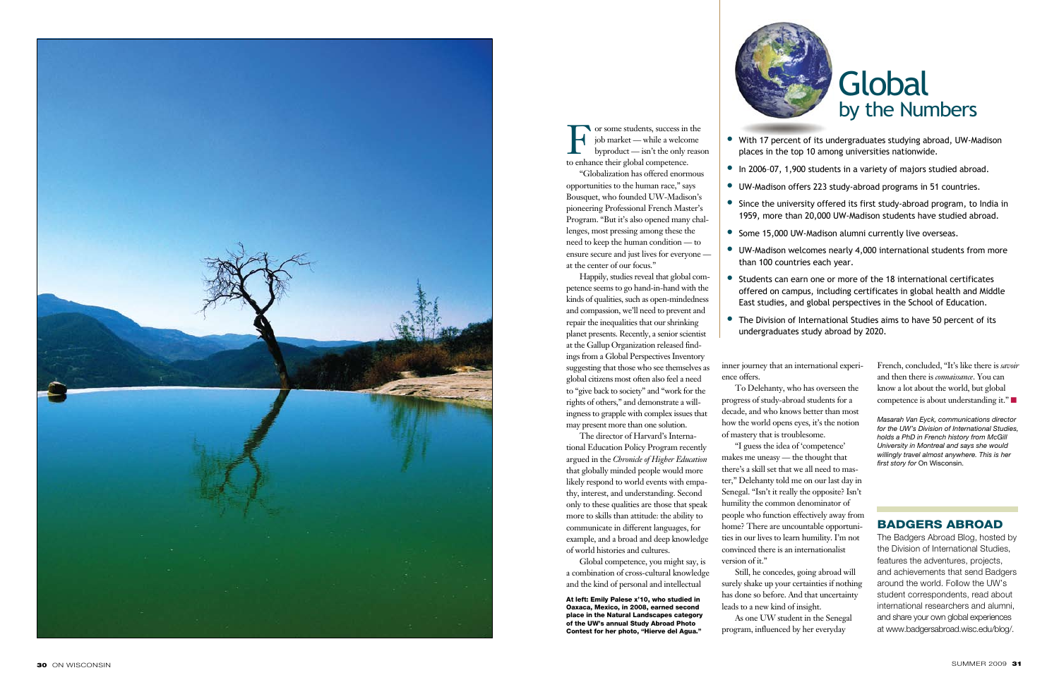For some students, success in the job market — while a welcome byproduct — isn't the only reason to enhance their global competence.

"Globalization has offered enormous opportunities to the human race," says Bousquet, who founded UW-Madison's pioneering Professional French Master's Program. "But it's also opened many challenges, most pressing among these the need to keep the human condition — to ensure secure and just lives for everyone — at the center of our focus."

Happily, studies reveal that global competence seems to go hand-in-hand with the kinds of qualities, such as open-mindedness and compassion, we'll need to prevent and repair the inequalities that our shrinking planet presents. Recently, a senior scientist at the Gallup Organization released findings from a Global Perspectives Inventory suggesting that those who see themselves as global citizens most often also feel a need to "give back to society" and "work for the rights of others," and demonstrate a willingness to grapple with complex issues that may present more than one solution.

The director of Harvard's International Education Policy Program recently argued in the *Chronicle of Higher Education* that globally minded people would more likely respond to world events with empathy, interest, and understanding. Second only to these qualities are those that speak more to skills than attitude: the ability to communicate in different languages, for example, and a broad and deep knowledge of world histories and cultures.

Global competence, you might say, is a combination of cross-cultural knowledge and the kind of personal and intellectual inner journey that an international experience offers.

To Delehanty, who has overseen the progress of study-abroad students for a decade, and who knows better than most how the world opens eyes, it's the notion of mastery that is troublesome.

"I guess the idea of 'competence' makes me uneasy — the thought that there's a skill set that we all need to master," Delehanty told me on our last day in Senegal. "Isn't it really the opposite? Isn't humility the common denominator of people who function effectively away from home? There are uncountable opportunities in our lives to learn humility. I'm not convinced there is an internationalist version of it."

Still, he concedes, going abroad will surely shake up your certainties if nothing has done so before. And that uncertainty leads to a new kind of insight.

As one UW student in the Senegal program, influenced by her everyday French, concluded, "It's like there is *savoir* and then there is *connaissance*. You can know a lot about the world, but global competence is about understanding it." ■

*Masarah Van Eyck, communications director for the UW's Division of International Studies, holds a PhD in French history from McGill University in Montreal and says she would willingly travel almost anywhere. This is her first story for On Wisconsin.*

**At left: Emily Palese x'10, who studied in Oaxaca, Mexico, in 2008, earned second place in the Natural Landscapes category of the UW's annual Study Abroad Photo Contest for her photo, "Hierve del Agua."**

## Global by the Numbers

- With 17 percent of its undergraduates studying abroad, UW-Madison places in the top 10 among universities nationwide.
- In 2006–07, 1,900 students in a variety of majors studied abroad.
- UW-Madison offers 223 study-abroad programs in 51 countries.
- Since the university offered its first study-abroad program, to India in 1959, more than 20,000 UW-Madison students have studied abroad.
- Some 15,000 UW-Madison alumni currently live overseas.
- UW-Madison welcomes nearly 4,000 international students from more than 100 countries each year.
- Students can earn one or more of the 18 international certificates offered on campus, including certificates in global health and Middle East studies, and global perspectives in the School of Education.
- The Division of International Studies aims to have 50 percent of its undergraduates study abroad by 2020.

## BADGERS ABROAD

The Badgers Abroad Blog, hosted by the Division of International Studies, features the adventures, projects, and achievements that send Badgers around the world. Follow the UW's student correspondents, read about international researchers and alumni, and share your own global experiences at www.badgersabroad.wisc.edu/blog/.